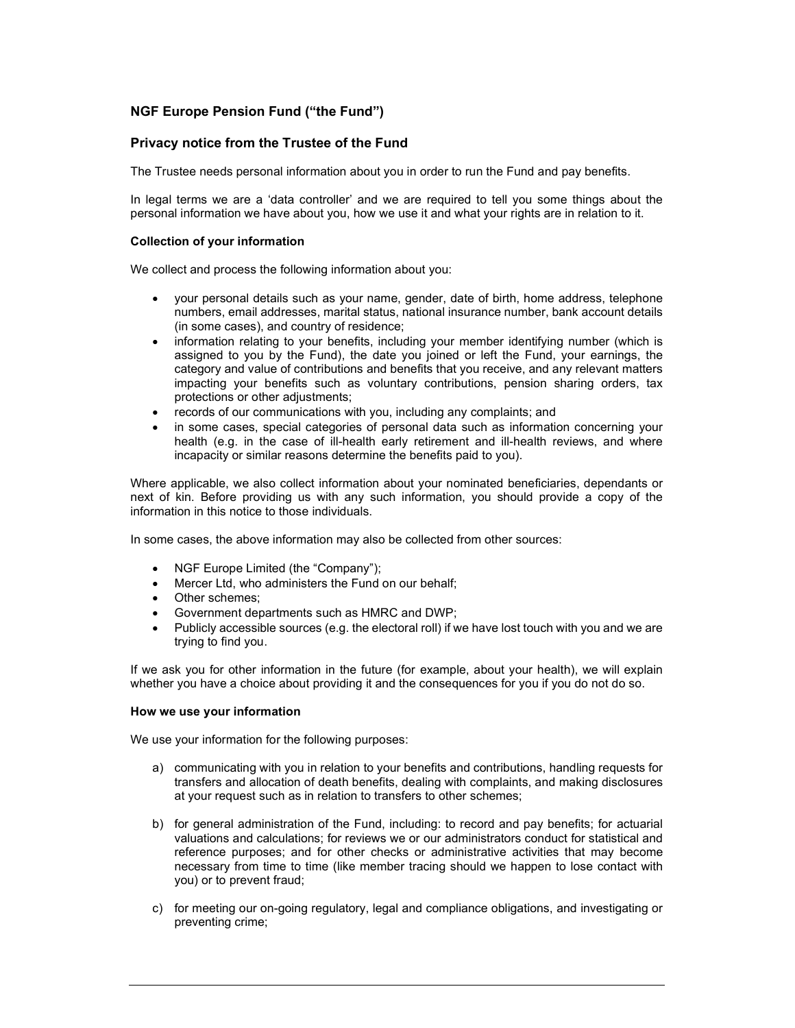## NGF Europe Pension Fund ("the Fund")

## Privacy notice from the Trustee of the Fund

The Trustee needs personal information about you in order to run the Fund and pay benefits.

In legal terms we are a 'data controller' and we are required to tell you some things about the personal information we have about you, how we use it and what your rights are in relation to it.

### Collection of your information

We collect and process the following information about you:

- your personal details such as your name, gender, date of birth, home address, telephone numbers, email addresses, marital status, national insurance number, bank account details (in some cases), and country of residence;
- information relating to your benefits, including your member identifying number (which is assigned to you by the Fund), the date you joined or left the Fund, your earnings, the category and value of contributions and benefits that you receive, and any relevant matters impacting your benefits such as voluntary contributions, pension sharing orders, tax protections or other adjustments;
- records of our communications with you, including any complaints; and
- in some cases, special categories of personal data such as information concerning your health (e.g. in the case of ill-health early retirement and ill-health reviews, and where incapacity or similar reasons determine the benefits paid to you).

Where applicable, we also collect information about your nominated beneficiaries, dependants or next of kin. Before providing us with any such information, you should provide a copy of the information in this notice to those individuals.

In some cases, the above information may also be collected from other sources:

- NGF Europe Limited (the "Company");
- Mercer Ltd, who administers the Fund on our behalf;
- Other schemes;
- Government departments such as HMRC and DWP;
- Publicly accessible sources (e.g. the electoral roll) if we have lost touch with you and we are trying to find you.

If we ask you for other information in the future (for example, about your health), we will explain whether you have a choice about providing it and the consequences for you if you do not do so.

### How we use your information

We use your information for the following purposes:

a) communicating with you in relation to your benefits and contributions, handling requests for transfers and allocation of death benefits, dealing with complaints, and making disclosures at your request such as in relation to transfers to other schemes;

b) for general administration of the Fund, including: to record and pay benefits; for actuarial valuations and calculations; for reviews we or our administrators conduct for statistical and reference purposes; and for other checks or administrative activities that may become necessary from time to time (like member tracing should we happen to lose contact with you) or to prevent fraud;

c) for meeting our on-going regulatory, legal and compliance obligations, and investigating or preventing crime;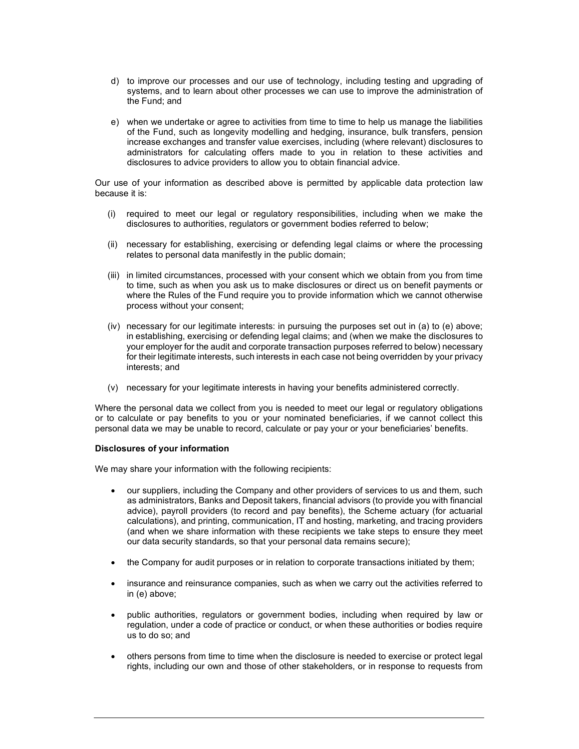d) to improve our processes and our use of technology, including testing and upgrading of systems, and to learn about other processes we can use to improve the administration of the Fund; and

e) when we undertake or agree to activities from time to time to help us manage the liabilities of the Fund, such as longevity modelling and hedging, insurance, bulk transfers, pension increase exchanges and transfer value exercises, including (where relevant) disclosures to administrators for calculating offers made to you in relation to these activities and disclosures to advice providers to allow you to obtain financial advice.

Our use of your information as described above is permitted by applicable data protection law because it is:

(i) required to meet our legal or regulatory responsibilities, including when we make the disclosures to authorities, regulators or government bodies referred to below;

(ii) necessary for establishing, exercising or defending legal claims or where the processing relates to personal data manifestly in the public domain;

(iii) in limited circumstances, processed with your consent which we obtain from you from time to time, such as when you ask us to make disclosures or direct us on benefit payments or where the Rules of the Fund require you to provide information which we cannot otherwise process without your consent;

(iv) necessary for our legitimate interests: in pursuing the purposes set out in (a) to (e) above; in establishing, exercising or defending legal claims; and (when we make the disclosures to your employer for the audit and corporate transaction purposes referred to below) necessary for their legitimate interests, such interests in each case not being overridden by your privacy interests; and

(v) necessary for your legitimate interests in having your benefits administered correctly.

Where the personal data we collect from you is needed to meet our legal or regulatory obligations or to calculate or pay benefits to you or your nominated beneficiaries, if we cannot collect this personal data we may be unable to record, calculate or pay your or your beneficiaries' benefits.

**Disclosures of your information**

We may share your information with the following recipients:

- our suppliers, including the Company and other providers of services to us and them, such as administrators, Banks and Deposit takers, financial advisors (to provide you with financial advice), payroll providers (to record and pay benefits), the Scheme actuary (for actuarial calculations), and printing, communication, IT and hosting, marketing, and tracing providers (and when we share information with these recipients we take steps to ensure they meet our data security standards, so that your personal data remains secure);
- the Company for audit purposes or in relation to corporate transactions initiated by them;
- insurance and reinsurance companies, such as when we carry out the activities referred to in (e) above;
- public authorities, regulators or government bodies, including when required by law or regulation, under a code of practice or conduct, or when these authorities or bodies require us to do so; and
- others persons from time to time when the disclosure is needed to exercise or protect legal rights, including our own and those of other stakeholders, or in response to requests from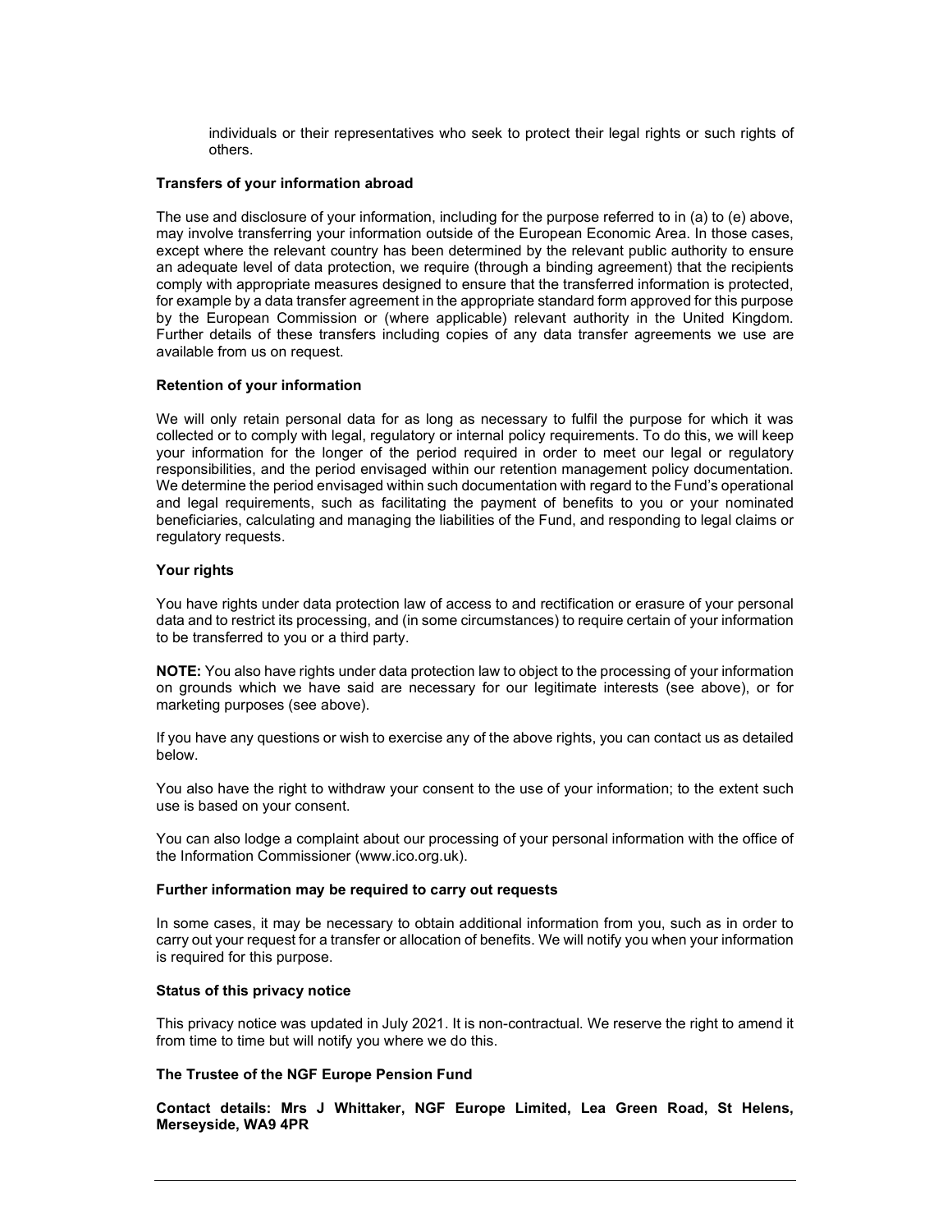individuals or their representatives who seek to protect their legal rights or such rights of others.

**Transfers of your information abroad**

The use and disclosure of your information, including for the purpose referred to in (a) to (e) above, may involve transferring your information outside of the European Economic Area. In those cases, except where the relevant country has been determined by the relevant public authority to ensure an adequate level of data protection, we require (through a binding agreement) that the recipients comply with appropriate measures designed to ensure that the transferred information is protected, for example by a data transfer agreement in the appropriate standard form approved for this purpose by the European Commission or (where applicable) relevant authority in the United Kingdom. Further details of these transfers including copies of any data transfer agreements we use are available from us on request.

**Retention of your information**

We will only retain personal data for as long as necessary to fulfil the purpose for which it was collected or to comply with legal, regulatory or internal policy requirements. To do this, we will keep your information for the longer of the period required in order to meet our legal or regulatory responsibilities, and the period envisaged within our retention management policy documentation. We determine the period envisaged within such documentation with regard to the Fund's operational and legal requirements, such as facilitating the payment of benefits to you or your nominated beneficiaries, calculating and managing the liabilities of the Fund, and responding to legal claims or regulatory requests.

**Your rights**

You have rights under data protection law of access to and rectification or erasure of your personal data and to restrict its processing, and (in some circumstances) to require certain of your information to be transferred to you or a third party.

**NOTE:** You also have rights under data protection law to object to the processing of your information on grounds which we have said are necessary for our legitimate interests (see above), or for marketing purposes (see above).

If you have any questions or wish to exercise any of the above rights, you can contact us as detailed below.

You also have the right to withdraw your consent to the use of your information; to the extent such use is based on your consent.

You can also lodge a complaint about our processing of your personal information with the office of the Information Commissioner (www.ico.org.uk).

**Further information may be required to carry out requests**

In some cases, it may be necessary to obtain additional information from you, such as in order to carry out your request for a transfer or allocation of benefits. We will notify you when your information is required for this purpose.

**Status of this privacy notice**

This privacy notice was updated in July 2021. It is non-contractual. We reserve the right to amend it from time to time but will notify you where we do this.

**The Trustee of the NGF Europe Pension Fund**

**Contact details: Mrs J Whittaker, NGF Europe Limited, Lea Green Road, St Helens, Merseyside, WA9 4PR**